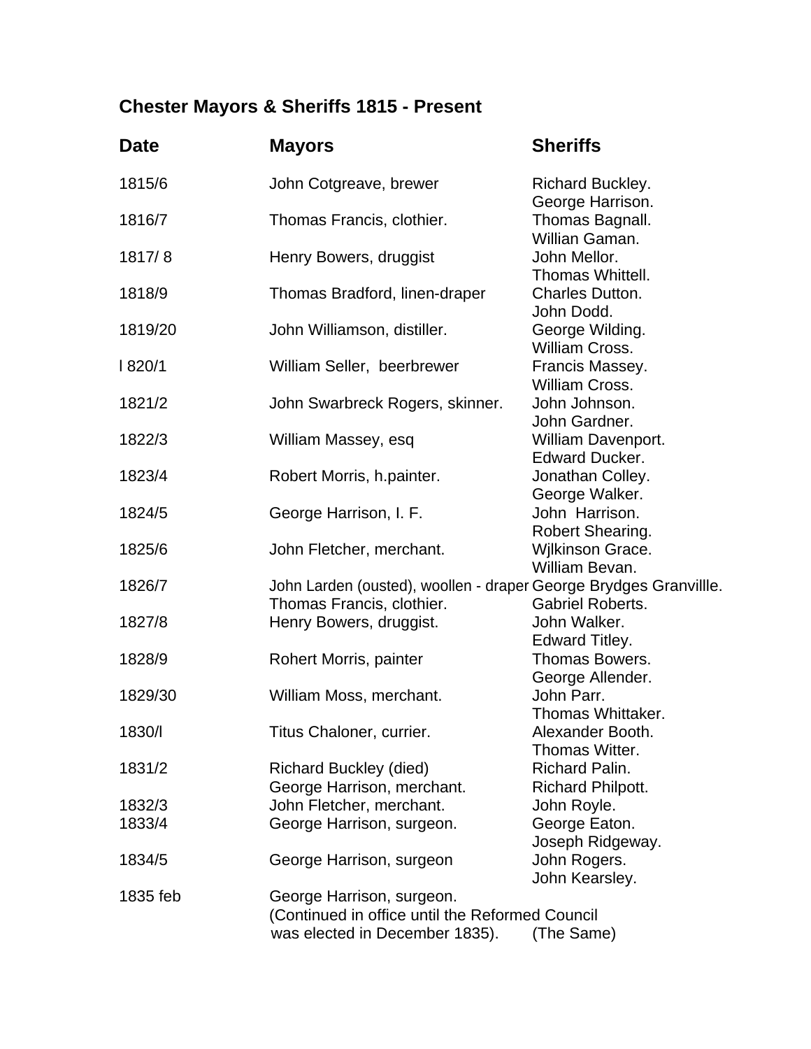# Chester Mayors & Sheriffs 1815 - Present

| Date | Mayors | Sheriffs |
|---|---|---|
| 1815/6 | John Cotgreave, brewer | Richard Buckley.<br>George Harrison. |
| 1816/7 | Thomas Francis, clothier. | Thomas Bagnall.<br>Willian Gaman. |
| 1817/ 8 | Henry Bowers, druggist | John Mellor.<br>Thomas Whittell. |
| 1818/9 | Thomas Bradford, linen-draper | Charles Dutton.<br>John Dodd. |
| 1819/20 | John Williamson, distiller. | George Wilding.<br>William Cross. |
| l 820/1 | William Seller, beerbrewer | Francis Massey.<br>William Cross. |
| 1821/2 | John Swarbreck Rogers, skinner. | John Johnson.<br>John Gardner. |
| 1822/3 | William Massey, esq | William Davenport.<br>Edward Ducker. |
| 1823/4 | Robert Morris, h.painter. | Jonathan Colley.<br>George Walker. |
| 1824/5 | George Harrison, I. F. | John Harrison.<br>Robert Shearing. |
| 1825/6 | John Fletcher, merchant. | Wjlkinson Grace.<br>William Bevan. |
| 1826/7 | John Larden (ousted), woollen - draper<br>Thomas Francis, clothier. | George Brydges Granvillle.<br>Gabriel Roberts. |
| 1827/8 | Henry Bowers, druggist. | John Walker.<br>Edward Titley. |
| 1828/9 | Rohert Morris, painter | Thomas Bowers.<br>George Allender. |
| 1829/30 | William Moss, merchant. | John Parr.<br>Thomas Whittaker. |
| 1830/l | Titus Chaloner, currier. | Alexander Booth.<br>Thomas Witter. |
| 1831/2 | Richard Buckley (died)<br>George Harrison, merchant. | Richard Palin.<br>Richard Philpott. |
| 1832/3 | John Fletcher, merchant. | John Royle. |
| 1833/4 | George Harrison, surgeon. | George Eaton.<br>Joseph Ridgeway. |
| 1834/5 | George Harrison, surgeon | John Rogers.<br>John Kearsley. |
| 1835 feb | George Harrison, surgeon.<br>(Continued in office until the Reformed Council was elected in December 1835). | (The Same) |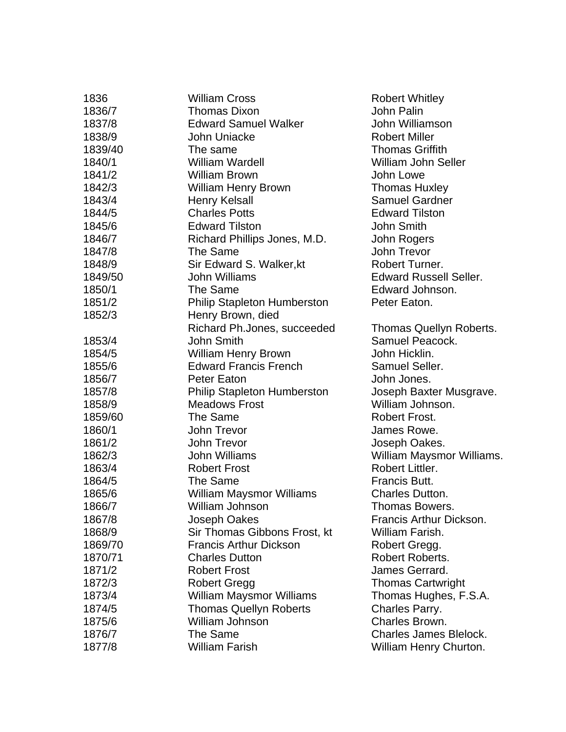| | | |
|---|---|---|
| 1836 | William Cross | Robert Whitley |
| 1836/7 | Thomas Dixon | John Palin |
| 1837/8 | Edward Samuel Walker | John Williamson |
| 1838/9 | John Uniacke | Robert Miller |
| 1839/40 | The same | Thomas Griffith |
| 1840/1 | William Wardell | William John Seller |
| 1841/2 | William Brown | John Lowe |
| 1842/3 | William Henry Brown | Thomas Huxley |
| 1843/4 | Henry Kelsall | Samuel Gardner |
| 1844/5 | Charles Potts | Edward Tilston |
| 1845/6 | Edward Tilston | John Smith |
| 1846/7 | Richard Phillips Jones, M.D. | John Rogers |
| 1847/8 | The Same | John Trevor |
| 1848/9 | Sir Edward S. Walker,kt | Robert Turner. |
| 1849/50 | John Williams | Edward Russell Seller. |
| 1850/1 | The Same | Edward Johnson. |
| 1851/2 | Philip Stapleton Humberston | Peter Eaton. |
| 1852/3 | Henry Brown, died | |
| | Richard Ph.Jones, succeeded | Thomas Quellyn Roberts. |
| 1853/4 | John Smith | Samuel Peacock. |
| 1854/5 | William Henry Brown | John Hicklin. |
| 1855/6 | Edward Francis French | Samuel Seller. |
| 1856/7 | Peter Eaton | John Jones. |
| 1857/8 | Philip Stapleton Humberston | Joseph Baxter Musgrave. |
| 1858/9 | Meadows Frost | William Johnson. |
| 1859/60 | The Same | Robert Frost. |
| 1860/1 | John Trevor | James Rowe. |
| 1861/2 | John Trevor | Joseph Oakes. |
| 1862/3 | John Williams | William Maysmor Williams. |
| 1863/4 | Robert Frost | Robert Littler. |
| 1864/5 | The Same | Francis Butt. |
| 1865/6 | William Maysmor Williams | Charles Dutton. |
| 1866/7 | William Johnson | Thomas Bowers. |
| 1867/8 | Joseph Oakes | Francis Arthur Dickson. |
| 1868/9 | Sir Thomas Gibbons Frost, kt | William Farish. |
| 1869/70 | Francis Arthur Dickson | Robert Gregg. |
| 1870/71 | Charles Dutton | Robert Roberts. |
| 1871/2 | Robert Frost | James Gerrard. |
| 1872/3 | Robert Gregg | Thomas Cartwright |
| 1873/4 | William Maysmor Williams | Thomas Hughes, F.S.A. |
| 1874/5 | Thomas Quellyn Roberts | Charles Parry. |
| 1875/6 | William Johnson | Charles Brown. |
| 1876/7 | The Same | Charles James Blelock. |
| 1877/8 | William Farish | William Henry Churton. |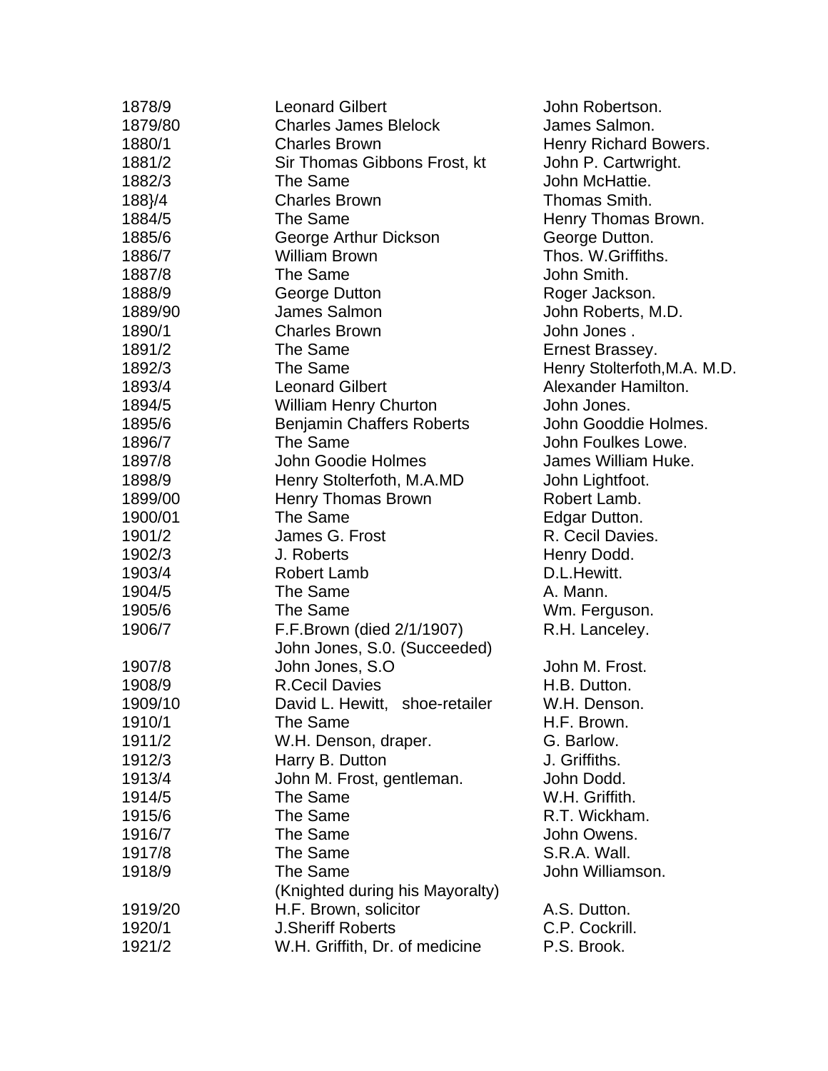| | | |
|---|---|---|
| 1878/9 | Leonard Gilbert | John Robertson. |
| 1879/80 | Charles James Blelock | James Salmon. |
| 1880/1 | Charles Brown | Henry Richard Bowers. |
| 1881/2 | Sir Thomas Gibbons Frost, kt | John P. Cartwright. |
| 1882/3 | The Same | John McHattie. |
| 188}/4 | Charles Brown | Thomas Smith. |
| 1884/5 | The Same | Henry Thomas Brown. |
| 1885/6 | George Arthur Dickson | George Dutton. |
| 1886/7 | William Brown | Thos. W.Griffiths. |
| 1887/8 | The Same | John Smith. |
| 1888/9 | George Dutton | Roger Jackson. |
| 1889/90 | James Salmon | John Roberts, M.D. |
| 1890/1 | Charles Brown | John Jones . |
| 1891/2 | The Same | Ernest Brassey. |
| 1892/3 | The Same | Henry Stolterfoth,M.A. M.D. |
| 1893/4 | Leonard Gilbert | Alexander Hamilton. |
| 1894/5 | William Henry Churton | John Jones. |
| 1895/6 | Benjamin Chaffers Roberts | John Gooddie Holmes. |
| 1896/7 | The Same | John Foulkes Lowe. |
| 1897/8 | John Goodie Holmes | James William Huke. |
| 1898/9 | Henry Stolterfoth, M.A.MD | John Lightfoot. |
| 1899/00 | Henry Thomas Brown | Robert Lamb. |
| 1900/01 | The Same | Edgar Dutton. |
| 1901/2 | James G. Frost | R. Cecil Davies. |
| 1902/3 | J. Roberts | Henry Dodd. |
| 1903/4 | Robert Lamb | D.L.Hewitt. |
| 1904/5 | The Same | A. Mann. |
| 1905/6 | The Same | Wm. Ferguson. |
| 1906/7 | F.F.Brown (died 2/1/1907) John Jones, S.0. (Succeeded) | R.H. Lanceley. |
| 1907/8 | John Jones, S.O | John M. Frost. |
| 1908/9 | R.Cecil Davies | H.B. Dutton. |
| 1909/10 | David L. Hewitt, shoe-retailer | W.H. Denson. |
| 1910/1 | The Same | H.F. Brown. |
| 1911/2 | W.H. Denson, draper. | G. Barlow. |
| 1912/3 | Harry B. Dutton | J. Griffiths. |
| 1913/4 | John M. Frost, gentleman. | John Dodd. |
| 1914/5 | The Same | W.H. Griffith. |
| 1915/6 | The Same | R.T. Wickham. |
| 1916/7 | The Same | John Owens. |
| 1917/8 | The Same | S.R.A. Wall. |
| 1918/9 | The Same (Knighted during his Mayoralty) | John Williamson. |
| 1919/20 | H.F. Brown, solicitor | A.S. Dutton. |
| 1920/1 | J.Sheriff Roberts | C.P. Cockrill. |
| 1921/2 | W.H. Griffith, Dr. of medicine | P.S. Brook. |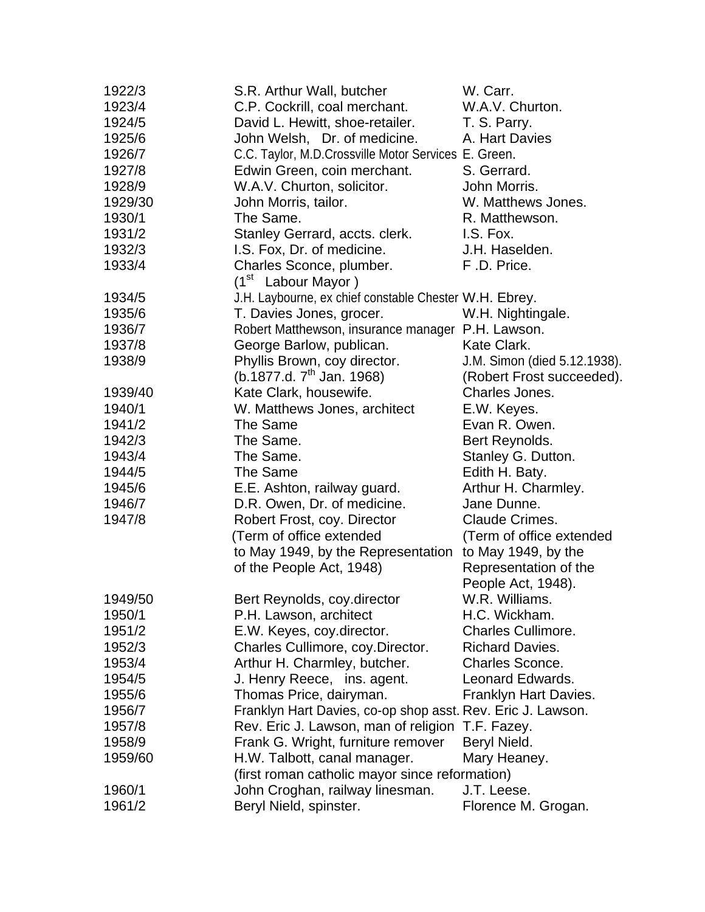| | | |
|---|---|---|
| 1922/3 | S.R. Arthur Wall, butcher | W. Carr. |
| 1923/4 | C.P. Cockrill, coal merchant. | W.A.V. Churton. |
| 1924/5 | David L. Hewitt, shoe-retailer. | T. S. Parry. |
| 1925/6 | John Welsh, Dr. of medicine. | A. Hart Davies |
| 1926/7 | C.C. Taylor, M.D.Crossville Motor Services | E. Green. |
| 1927/8 | Edwin Green, coin merchant. | S. Gerrard. |
| 1928/9 | W.A.V. Churton, solicitor. | John Morris. |
| 1929/30 | John Morris, tailor. | W. Matthews Jones. |
| 1930/1 | The Same. | R. Matthewson. |
| 1931/2 | Stanley Gerrard, accts. clerk. | I.S. Fox. |
| 1932/3 | I.S. Fox, Dr. of medicine. | J.H. Haselden. |
| 1933/4 | Charles Sconce, plumber. (1st Labour Mayor ) | F .D. Price. |
| 1934/5 | J.H. Laybourne, ex chief constable Chester | W.H. Ebrey. |
| 1935/6 | T. Davies Jones, grocer. | W.H. Nightingale. |
| 1936/7 | Robert Matthewson, insurance manager | P.H. Lawson. |
| 1937/8 | George Barlow, publican. | Kate Clark. |
| 1938/9 | Phyllis Brown, coy director. (b.1877.d. 7th Jan. 1968) | J.M. Simon (died 5.12.1938). (Robert Frost succeeded). |
| 1939/40 | Kate Clark, housewife. | Charles Jones. |
| 1940/1 | W. Matthews Jones, architect | E.W. Keyes. |
| 1941/2 | The Same | Evan R. Owen. |
| 1942/3 | The Same. | Bert Reynolds. |
| 1943/4 | The Same. | Stanley G. Dutton. |
| 1944/5 | The Same | Edith H. Baty. |
| 1945/6 | E.E. Ashton, railway guard. | Arthur H. Charmley. |
| 1946/7 | D.R. Owen, Dr. of medicine. | Jane Dunne. |
| 1947/8 | Robert Frost, coy. Director (Term of office extended to May 1949, by the Representation of the People Act, 1948) | Claude Crimes. (Term of office extended to May 1949, by the Representation of the People Act, 1948). |
| 1949/50 | Bert Reynolds, coy.director | W.R. Williams. |
| 1950/1 | P.H. Lawson, architect | H.C. Wickham. |
| 1951/2 | E.W. Keyes, coy.director. | Charles Cullimore. |
| 1952/3 | Charles Cullimore, coy.Director. | Richard Davies. |
| 1953/4 | Arthur H. Charmley, butcher. | Charles Sconce. |
| 1954/5 | J. Henry Reece, ins. agent. | Leonard Edwards. |
| 1955/6 | Thomas Price, dairyman. | Franklyn Hart Davies. |
| 1956/7 | Franklyn Hart Davies, co-op shop asst. | Rev. Eric J. Lawson. |
| 1957/8 | Rev. Eric J. Lawson, man of religion | T.F. Fazey. |
| 1958/9 | Frank G. Wright, furniture remover | Beryl Nield. |
| 1959/60 | H.W. Talbott, canal manager. (first roman catholic mayor since reformation) | Mary Heaney. |
| 1960/1 | John Croghan, railway linesman. | J.T. Leese. |
| 1961/2 | Beryl Nield, spinster. | Florence M. Grogan. |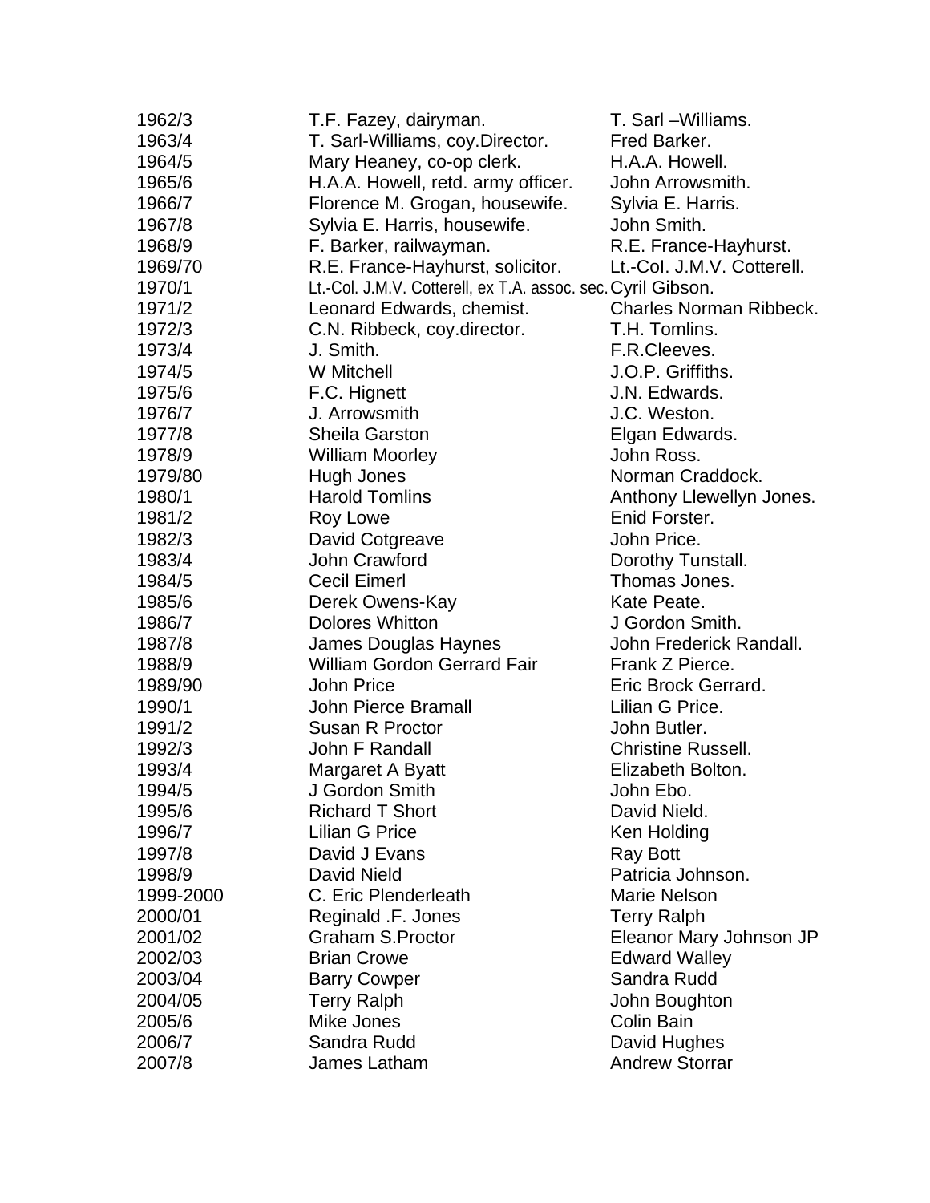| | | |
|---|---|---|
| 1962/3 | T.F. Fazey, dairyman. | T. Sarl –Williams. |
| 1963/4 | T. Sarl-Williams, coy.Director. | Fred Barker. |
| 1964/5 | Mary Heaney, co-op clerk. | H.A.A. Howell. |
| 1965/6 | H.A.A. Howell, retd. army officer. | John Arrowsmith. |
| 1966/7 | Florence M. Grogan, housewife. | Sylvia E. Harris. |
| 1967/8 | Sylvia E. Harris, housewife. | John Smith. |
| 1968/9 | F. Barker, railwayman. | R.E. France-Hayhurst. |
| 1969/70 | R.E. France-Hayhurst, solicitor. | Lt.-Col. J.M.V. Cotterell. |
| 1970/1 | Lt.-Col. J.M.V. Cotterell, ex T.A. assoc. sec. | Cyril Gibson. |
| 1971/2 | Leonard Edwards, chemist. | Charles Norman Ribbeck. |
| 1972/3 | C.N. Ribbeck, coy.director. | T.H. Tomlins. |
| 1973/4 | J. Smith. | F.R.Cleeves. |
| 1974/5 | W Mitchell | J.O.P. Griffiths. |
| 1975/6 | F.C. Hignett | J.N. Edwards. |
| 1976/7 | J. Arrowsmith | J.C. Weston. |
| 1977/8 | Sheila Garston | Elgan Edwards. |
| 1978/9 | William Moorley | John Ross. |
| 1979/80 | Hugh Jones | Norman Craddock. |
| 1980/1 | Harold Tomlins | Anthony Llewellyn Jones. |
| 1981/2 | Roy Lowe | Enid Forster. |
| 1982/3 | David Cotgreave | John Price. |
| 1983/4 | John Crawford | Dorothy Tunstall. |
| 1984/5 | Cecil Eimerl | Thomas Jones. |
| 1985/6 | Derek Owens-Kay | Kate Peate. |
| 1986/7 | Dolores Whitton | J Gordon Smith. |
| 1987/8 | James Douglas Haynes | John Frederick Randall. |
| 1988/9 | William Gordon Gerrard Fair | Frank Z Pierce. |
| 1989/90 | John Price | Eric Brock Gerrard. |
| 1990/1 | John Pierce Bramall | Lilian G Price. |
| 1991/2 | Susan R Proctor | John Butler. |
| 1992/3 | John F Randall | Christine Russell. |
| 1993/4 | Margaret A Byatt | Elizabeth Bolton. |
| 1994/5 | J Gordon Smith | John Ebo. |
| 1995/6 | Richard T Short | David Nield. |
| 1996/7 | Lilian G Price | Ken Holding |
| 1997/8 | David J Evans | Ray Bott |
| 1998/9 | David Nield | Patricia Johnson. |
| 1999-2000 | C. Eric Plenderleath | Marie Nelson |
| 2000/01 | Reginald .F. Jones | Terry Ralph |
| 2001/02 | Graham S.Proctor | Eleanor Mary Johnson JP |
| 2002/03 | Brian Crowe | Edward Walley |
| 2003/04 | Barry Cowper | Sandra Rudd |
| 2004/05 | Terry Ralph | John Boughton |
| 2005/6 | Mike Jones | Colin Bain |
| 2006/7 | Sandra Rudd | David Hughes |
| 2007/8 | James Latham | Andrew Storrar |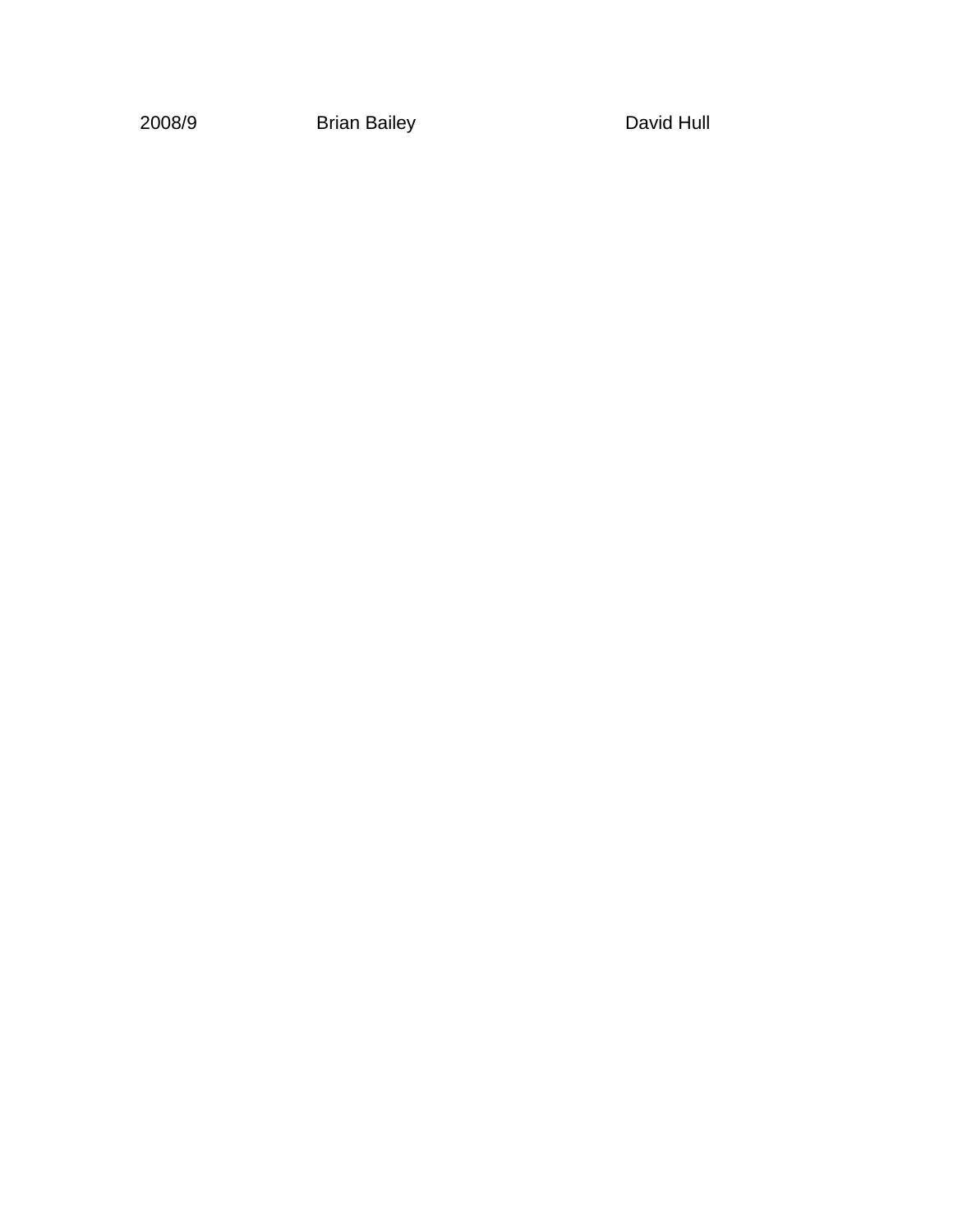| | | |
|---|---|---|
| 2008/9 | Brian Bailey | David Hull |